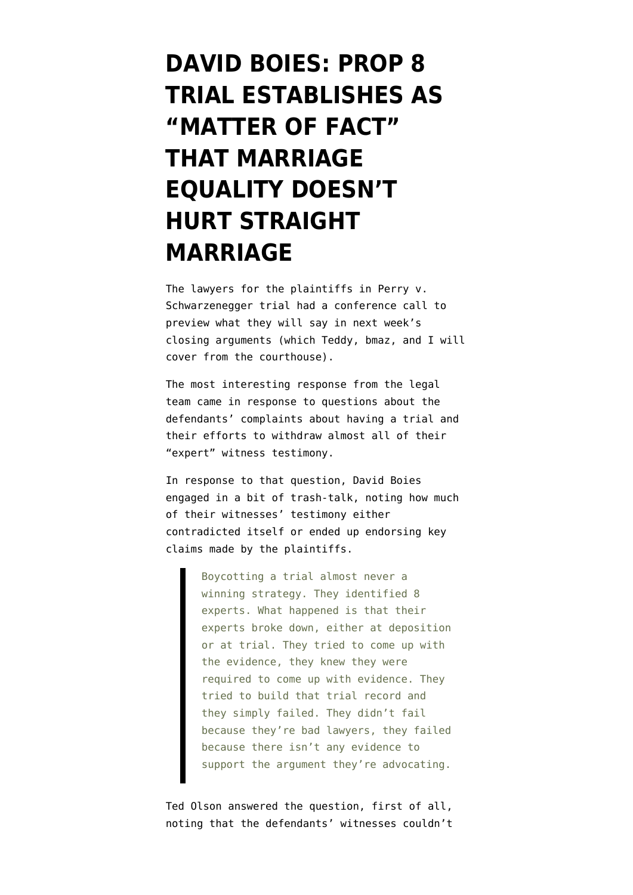# DAVID BOIES: PROP 8 TRIAL ESTABLISHES AS "MATTER OF FACT" THAT MARRIAGE EQUALITY DOESN'T HURT STRAIGHT MARRIAGE

The lawyers for the plaintiffs in Perry v. Schwarzenegger trial had a conference call to preview what they will say in next week's closing arguments (which Teddy, bmaz, and I will cover from the courthouse).

The most interesting response from the legal team came in response to questions about the defendants' complaints about having a trial and their efforts to withdraw almost all of their "expert" witness testimony.

In response to that question, David Boies engaged in a bit of trash-talk, noting how much of their witnesses' testimony either contradicted itself or ended up endorsing key claims made by the plaintiffs.

> Boycotting a trial almost never a winning strategy. They identified 8 experts. What happened is that their experts broke down, either at deposition or at trial. They tried to come up with the evidence, they knew they were required to come up with evidence. They tried to build that trial record and they simply failed. They didn't fail because they're bad lawyers, they failed because there isn't any evidence to support the argument they're advocating.

Ted Olson answered the question, first of all, noting that the defendants' witnesses couldn't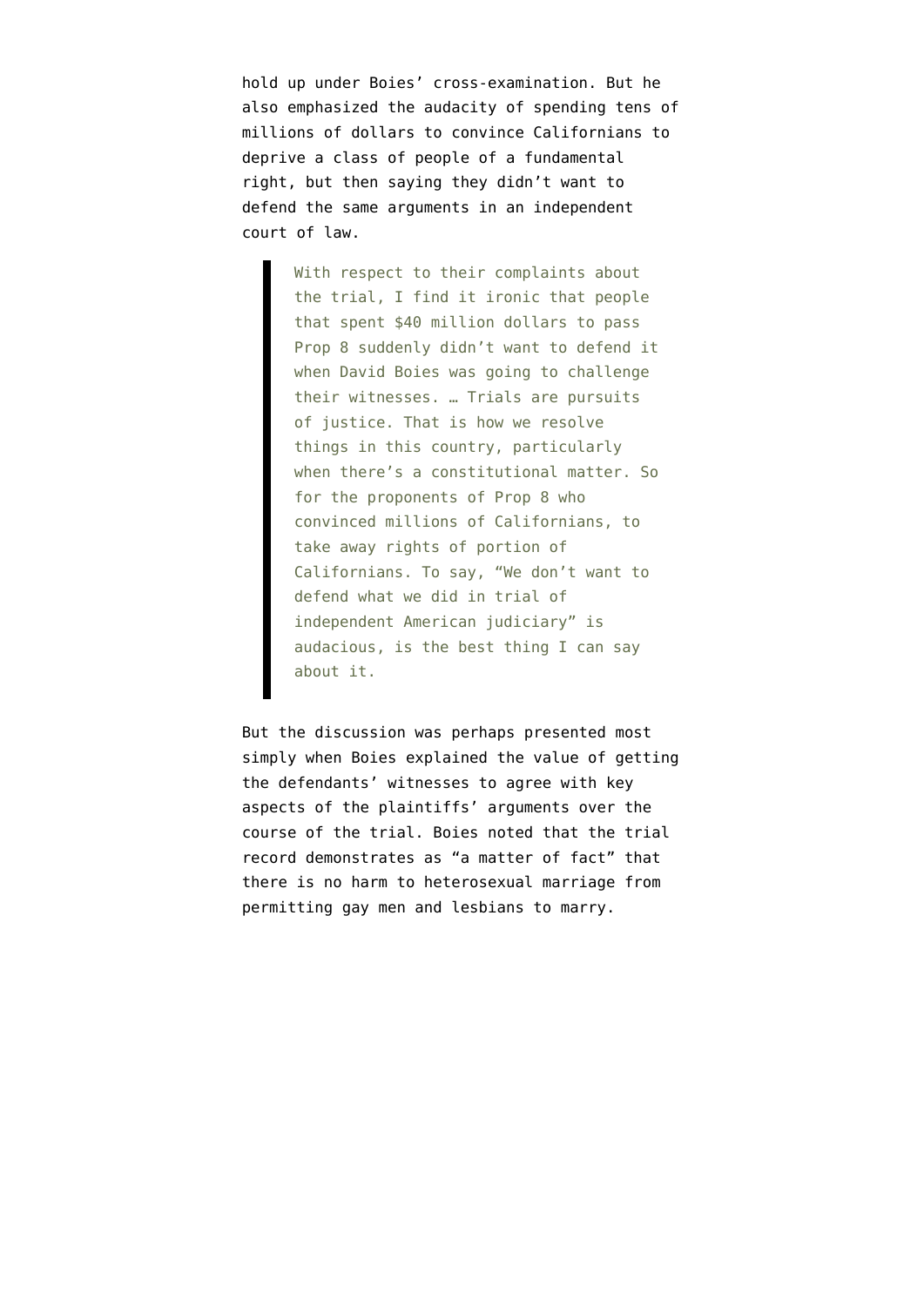hold up under Boies' cross-examination. But he also emphasized the audacity of spending tens of millions of dollars to convince Californians to deprive a class of people of a fundamental right, but then saying they didn't want to defend the same arguments in an independent court of law.

> With respect to their complaints about the trial, I find it ironic that people that spent $40 million dollars to pass Prop 8 suddenly didn't want to defend it when David Boies was going to challenge their witnesses. … Trials are pursuits of justice. That is how we resolve things in this country, particularly when there's a constitutional matter. So for the proponents of Prop 8 who convinced millions of Californians, to take away rights of portion of Californians. To say, "We don't want to defend what we did in trial of independent American judiciary" is audacious, is the best thing I can say about it.

But the discussion was perhaps presented most simply when Boies explained the value of getting the defendants' witnesses to agree with key aspects of the plaintiffs' arguments over the course of the trial. Boies noted that the trial record demonstrates as "a matter of fact" that there is no harm to heterosexual marriage from permitting gay men and lesbians to marry.